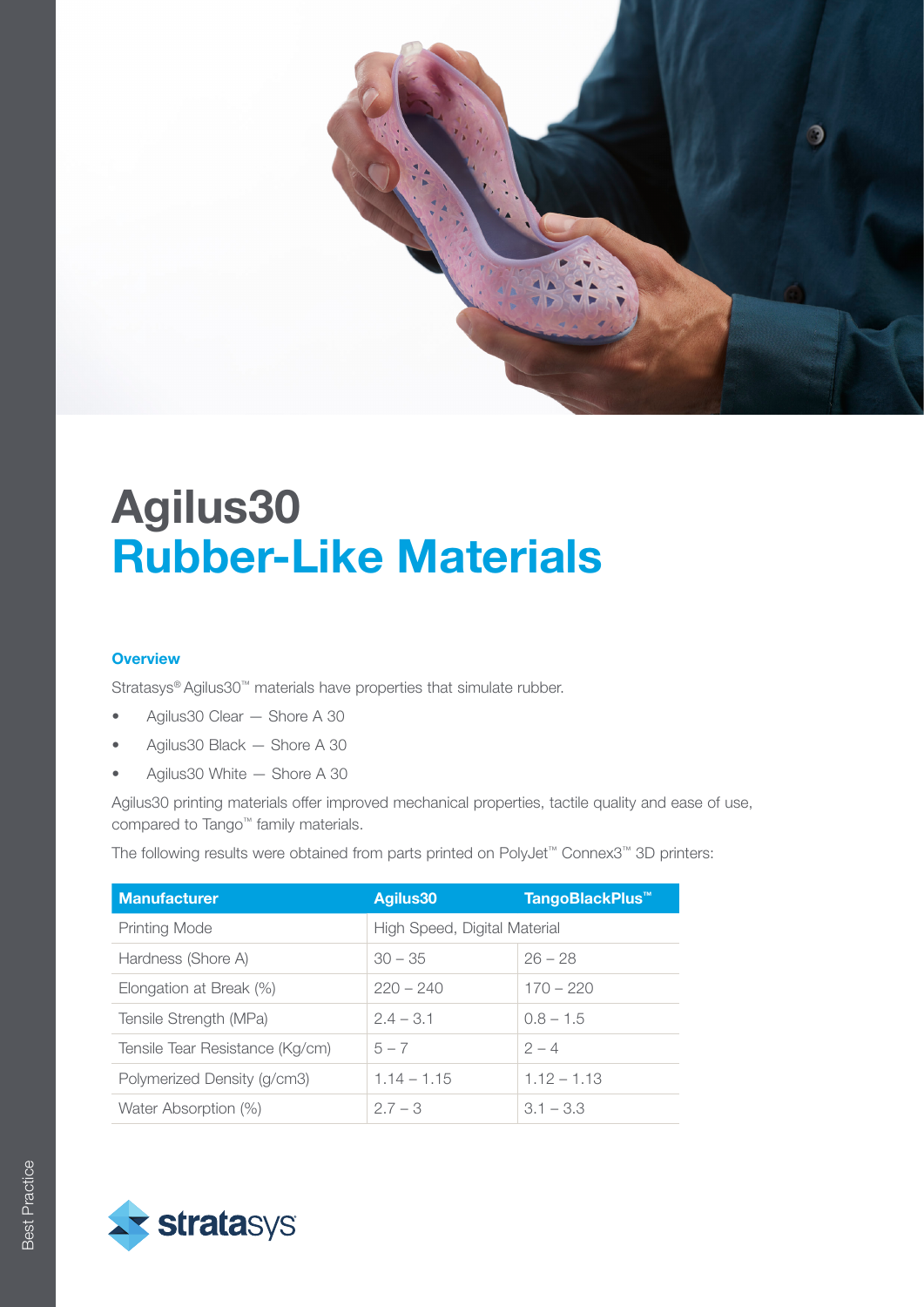# Agilus30
# Rubber-Like Materials

### Overview

Stratasys® Agilus30™ materials have properties that simulate rubber.

- Agilus30 Clear — Shore A 30
- Agilus30 Black — Shore A 30
- Agilus30 White — Shore A 30

Agilus30 printing materials offer improved mechanical properties, tactile quality and ease of use, compared to Tango™ family materials.

The following results were obtained from parts printed on PolyJet™ Connex3™ 3D printers:

| Manufacturer | Agilus30 | TangoBlackPlus™ |
|---|---|---|
| Printing Mode | High Speed, Digital Material | |
| Hardness (Shore A) | 30 – 35 | 26 – 28 |
| Elongation at Break (%) | 220 – 240 | 170 – 220 |
| Tensile Strength (MPa) | 2.4 – 3.1 | 0.8 – 1.5 |
| Tensile Tear Resistance (Kg/cm) | 5 – 7 | 2 – 4 |
| Polymerized Density (g/cm3) | 1.14 – 1.15 | 1.12 – 1.13 |
| Water Absorption (%) | 2.7 – 3 | 3.1 – 3.3 |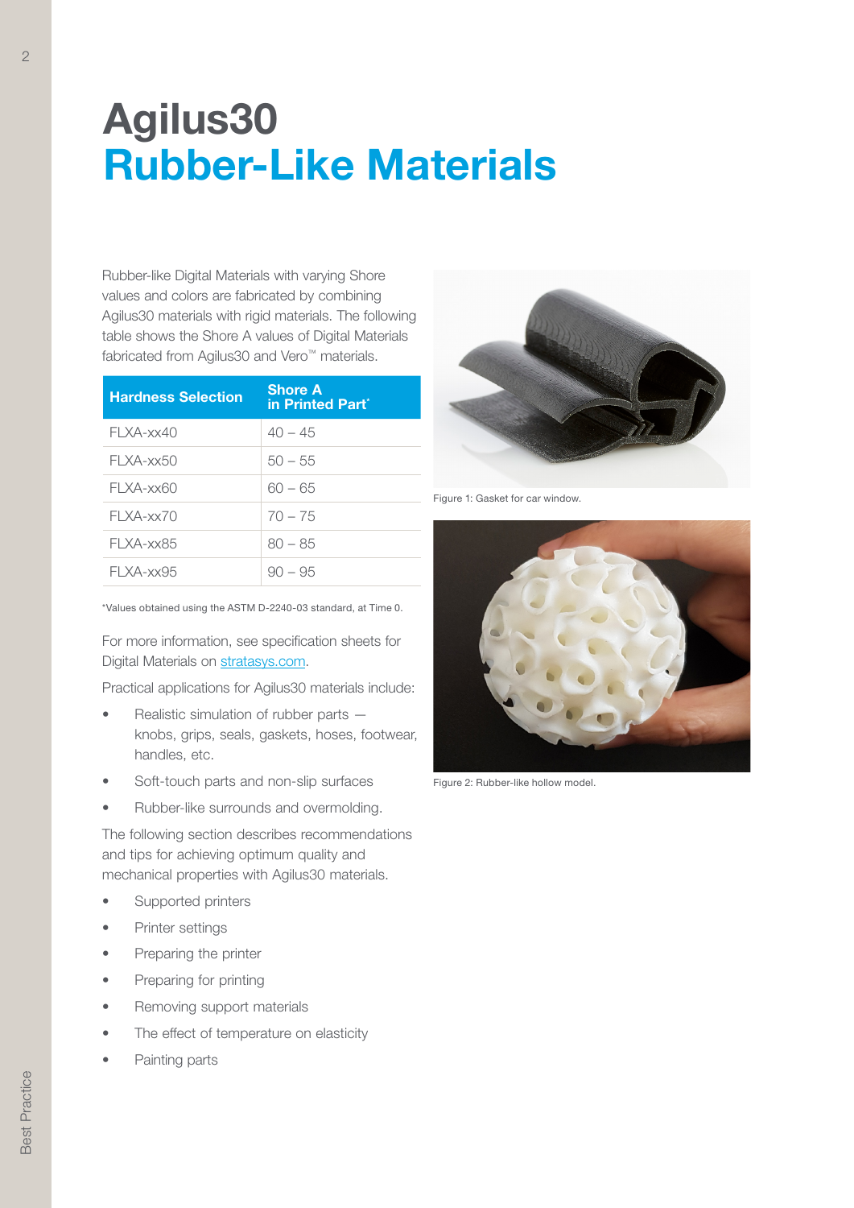# Agilus30
# Rubber-Like Materials

Rubber-like Digital Materials with varying Shore values and colors are fabricated by combining Agilus30 materials with rigid materials. The following table shows the Shore A values of Digital Materials fabricated from Agilus30 and Vero™ materials.

| Hardness Selection | Shore A in Printed Part* |
|---|---|
| FLXA-xx40 | 40 – 45 |
| FLXA-xx50 | 50 – 55 |
| FLXA-xx60 | 60 – 65 |
| FLXA-xx70 | 70 – 75 |
| FLXA-xx85 | 80 – 85 |
| FLXA-xx95 | 90 – 95 |

*Values obtained using the ASTM D-2240-03 standard, at Time 0.

For more information, see specification sheets for Digital Materials on stratasys.com.

Practical applications for Agilus30 materials include:

- Realistic simulation of rubber parts — knobs, grips, seals, gaskets, hoses, footwear, handles, etc.
- Soft-touch parts and non-slip surfaces
- Rubber-like surrounds and overmolding.

The following section describes recommendations and tips for achieving optimum quality and mechanical properties with Agilus30 materials.

- Supported printers
- Printer settings
- Preparing the printer
- Preparing for printing
- Removing support materials
- The effect of temperature on elasticity
- Painting parts

Figure 1: Gasket for car window.

Figure 2: Rubber-like hollow model.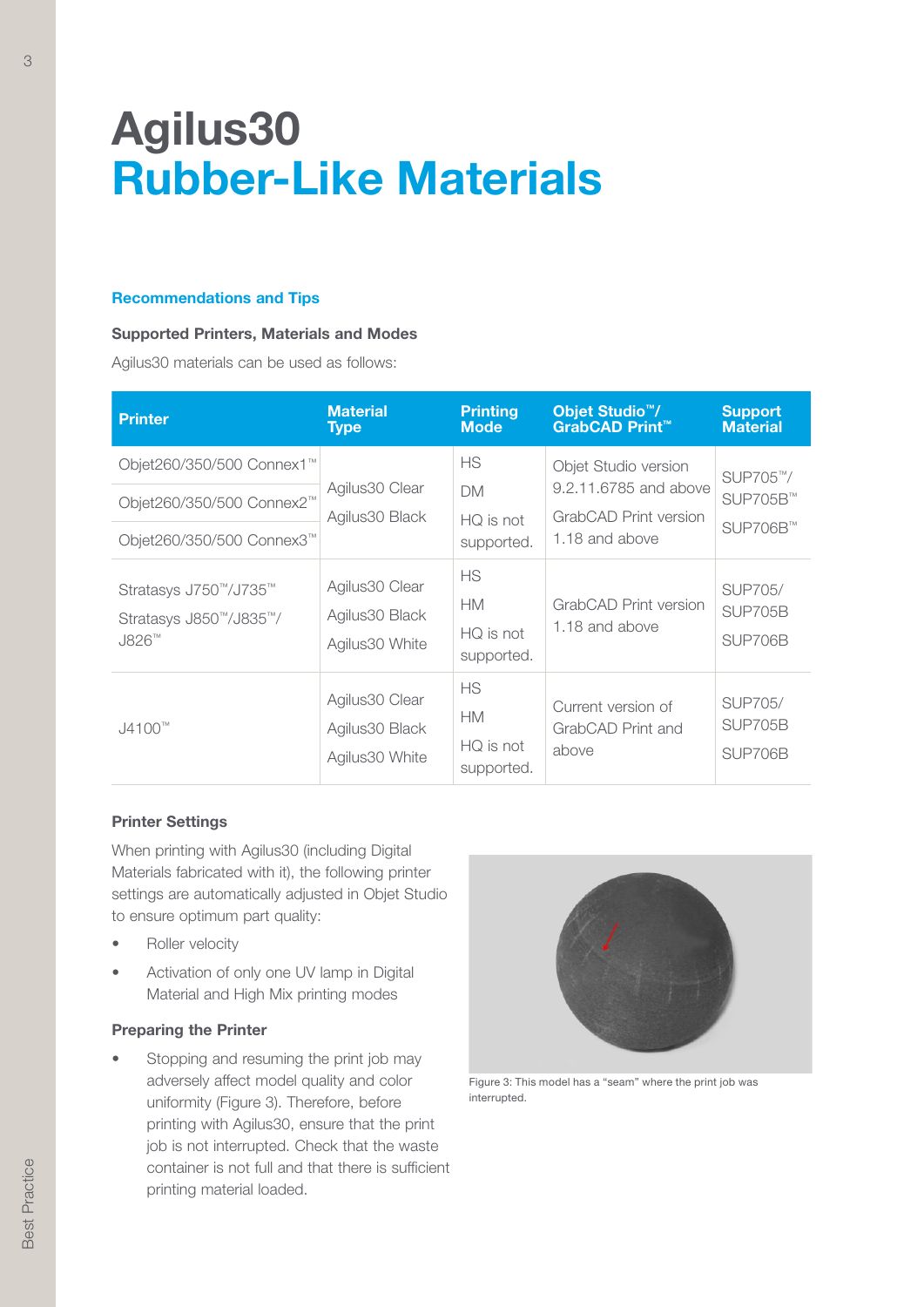# Agilus30
# Rubber-Like Materials

## Recommendations and Tips

### Supported Printers, Materials and Modes

Agilus30 materials can be used as follows:

| Printer | Material Type | Printing Mode | Objet Studio™/ GrabCAD Print™ | Support Material |
|---|---|---|---|---|
| Objet260/350/500 Connex1™<br>Objet260/350/500 Connex2™<br>Objet260/350/500 Connex3™ | Agilus30 Clear<br>Agilus30 Black | HS<br>DM<br>HQ is not supported. | Objet Studio version 9.2.11.6785 and above<br>GrabCAD Print version 1.18 and above | SUP705™/<br>SUP705B™<br>SUP706B™ |
| Stratasys J750™/J735™<br>Stratasys J850™/J835™/ J826™ | Agilus30 Clear<br>Agilus30 Black<br>Agilus30 White | HS<br>HM<br>HQ is not supported. | GrabCAD Print version 1.18 and above | SUP705/<br>SUP705B<br>SUP706B |
| J4100™ | Agilus30 Clear<br>Agilus30 Black<br>Agilus30 White | HS<br>HM<br>HQ is not supported. | Current version of GrabCAD Print and above | SUP705/<br>SUP705B<br>SUP706B |

### Printer Settings

When printing with Agilus30 (including Digital Materials fabricated with it), the following printer settings are automatically adjusted in Objet Studio to ensure optimum part quality:

- Roller velocity
- Activation of only one UV lamp in Digital Material and High Mix printing modes

### Preparing the Printer

- Stopping and resuming the print job may adversely affect model quality and color uniformity (Figure 3). Therefore, before printing with Agilus30, ensure that the print job is not interrupted. Check that the waste container is not full and that there is sufficient printing material loaded.

Figure 3: This model has a "seam" where the print job was interrupted.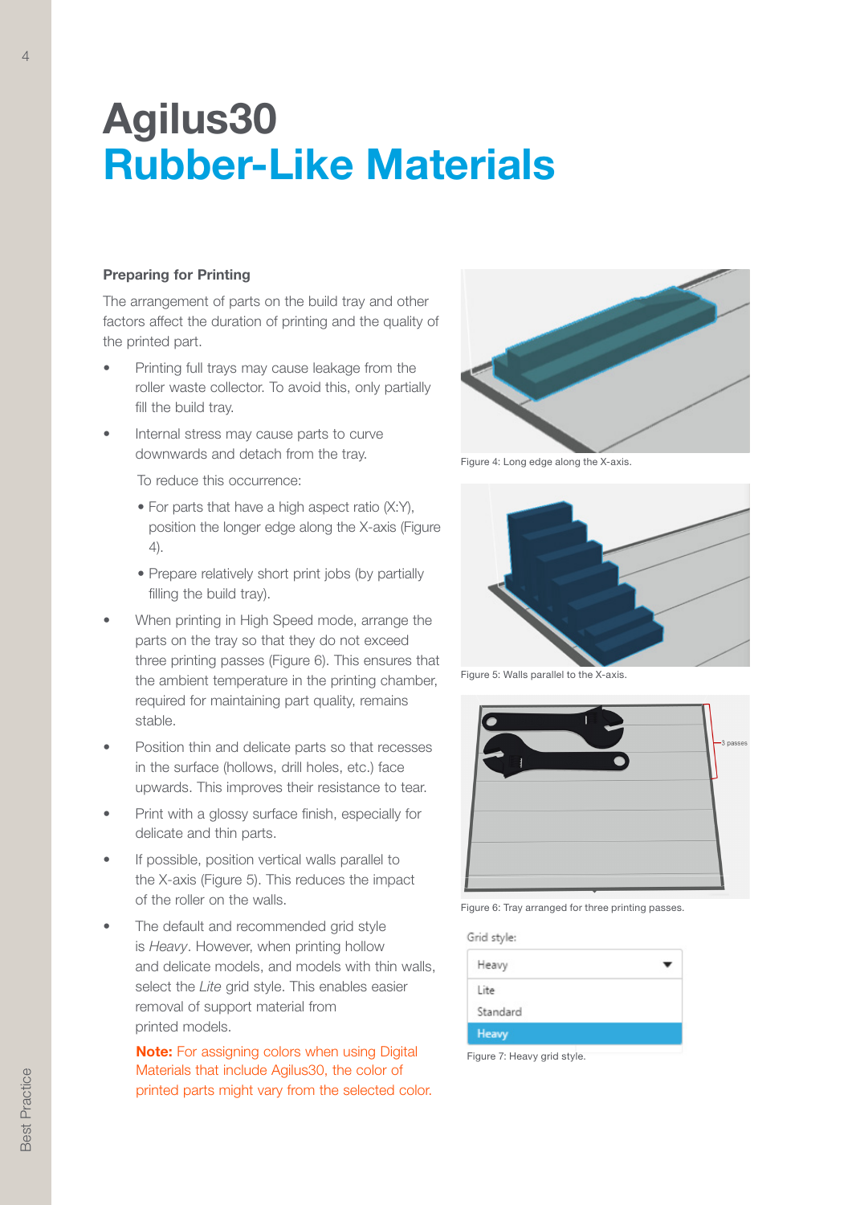# Agilus30
# Rubber-Like Materials

### Preparing for Printing

The arrangement of parts on the build tray and other factors affect the duration of printing and the quality of the printed part.

- Printing full trays may cause leakage from the roller waste collector. To avoid this, only partially fill the build tray.
- Internal stress may cause parts to curve downwards and detach from the tray.

  To reduce this occurrence:

  - For parts that have a high aspect ratio (X:Y), position the longer edge along the X-axis (Figure 4).
  - Prepare relatively short print jobs (by partially filling the build tray).
- When printing in High Speed mode, arrange the parts on the tray so that they do not exceed three printing passes (Figure 6). This ensures that the ambient temperature in the printing chamber, required for maintaining part quality, remains stable.
- Position thin and delicate parts so that recesses in the surface (hollows, drill holes, etc.) face upwards. This improves their resistance to tear.
- Print with a glossy surface finish, especially for delicate and thin parts.
- If possible, position vertical walls parallel to the X-axis (Figure 5). This reduces the impact of the roller on the walls.
- The default and recommended grid style is *Heavy*. However, when printing hollow and delicate models, and models with thin walls, select the *Lite* grid style. This enables easier removal of support material from printed models.

  **Note:** For assigning colors when using Digital Materials that include Agilus30, the color of printed parts might vary from the selected color.

Figure 4: Long edge along the X-axis.

Figure 5: Walls parallel to the X-axis.

Figure 6: Tray arranged for three printing passes.

Figure 7: Heavy grid style.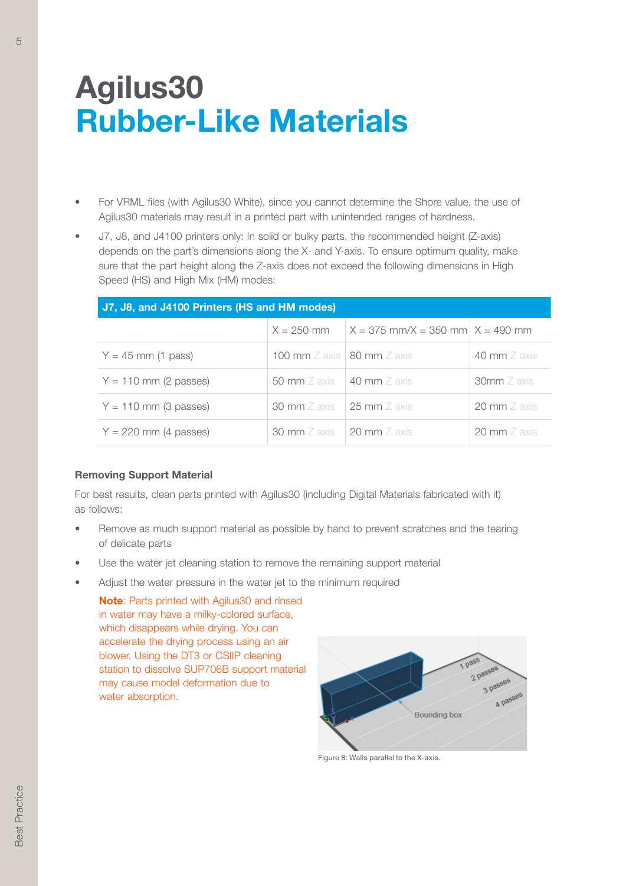# Agilus30

# Rubber-Like Materials

- For VRML files (with Agilus30 White), since you cannot determine the Shore value, the use of Agilus30 materials may result in a printed part with unintended ranges of hardness.
- J7, J8, and J4100 printers only: In solid or bulky parts, the recommended height (Z-axis) depends on the part's dimensions along the X- and Y-axis. To ensure optimum quality, make sure that the part height along the Z-axis does not exceed the following dimensions in High Speed (HS) and High Mix (HM) modes:

| J7, J8, and J4100 Printers (HS and HM modes) | | | |
|---|---|---|---|
| | X = 250 mm | X = 375 mm/X = 350 mm | X = 490 mm |
| Y = 45 mm (1 pass) | 100 mm Z axis | 80 mm Z axis | 40 mm Z axis |
| Y = 110 mm (2 passes) | 50 mm Z axis | 40 mm Z axis | 30mm Z axis |
| Y = 110 mm (3 passes) | 30 mm Z axis | 25 mm Z axis | 20 mm Z axis |
| Y = 220 mm (4 passes) | 30 mm Z axis | 20 mm Z axis | 20 mm Z axis |

**Removing Support Material**

For best results, clean parts printed with Agilus30 (including Digital Materials fabricated with it) as follows:

- Remove as much support material as possible by hand to prevent scratches and the tearing of delicate parts
- Use the water jet cleaning station to remove the remaining support material
- Adjust the water pressure in the water jet to the minimum required

**Note**: Parts printed with Agilus30 and rinsed in water may have a milky-colored surface, which disappears while drying. You can accelerate the drying process using an air blower. Using the DT3 or CSIIP cleaning station to dissolve SUP706B support material may cause model deformation due to water absorption.

Figure 8: Walls parallel to the X-axis.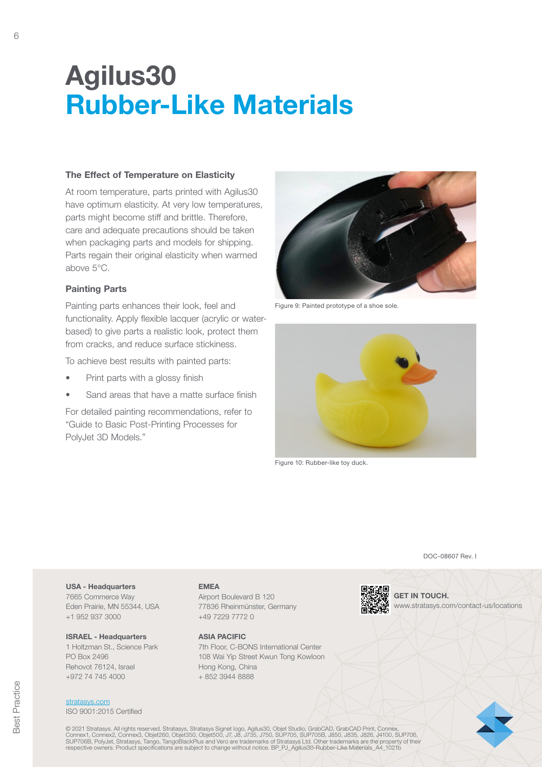# Agilus30 Rubber-Like Materials

### The Effect of Temperature on Elasticity

At room temperature, parts printed with Agilus30 have optimum elasticity. At very low temperatures, parts might become stiff and brittle. Therefore, care and adequate precautions should be taken when packaging parts and models for shipping. Parts regain their original elasticity when warmed above 5°C.

### Painting Parts

Painting parts enhances their look, feel and functionality. Apply flexible lacquer (acrylic or water-based) to give parts a realistic look, protect them from cracks, and reduce surface stickiness.

To achieve best results with painted parts:

- Print parts with a glossy finish
- Sand areas that have a matte surface finish

For detailed painting recommendations, refer to "Guide to Basic Post-Printing Processes for PolyJet 3D Models."

Figure 9: Painted prototype of a shoe sole.

Figure 10: Rubber-like toy duck.

DOC-08607 Rev. I

**USA - Headquarters**
7665 Commerce Way
Eden Prairie, MN 55344, USA
+1 952 937 3000

**ISRAEL - Headquarters**
1 Holtzman St., Science Park
PO Box 2496
Rehovot 76124, Israel
+972 74 745 4000

**EMEA**
Airport Boulevard B 120
77836 Rheinmünster, Germany
+49 7229 7772 0

**ASIA PACIFIC**
7th Floor, C-BONS International Center
108 Wai Yip Street Kwun Tong Kowloon
Hong Kong, China
+ 852 3944 8888

**GET IN TOUCH.**
www.stratasys.com/contact-us/locations

stratasys.com
ISO 9001:2015 Certified

© 2021 Stratasys. All rights reserved. Stratasys, Stratasys Signet logo, Agilus30, Objet Studio, GrabCAD, GrabCAD Print, Connex, Connex1, Connex2, Connex3, Objet260, Objet350, Objet500, J7, J8, J735, J750, SUP705, SUP705B, J850, J835, J826, J4100, SUP706, SUP706B, PolyJet, Stratasys, Tango, TangoBlackPlus and Vero are trademarks of Stratasys Ltd. Other trademarks are the property of their respective owners. Product specifications are subject to change without notice. BP_PJ_Agilus30-Rubber-Like Materials_A4_1021b